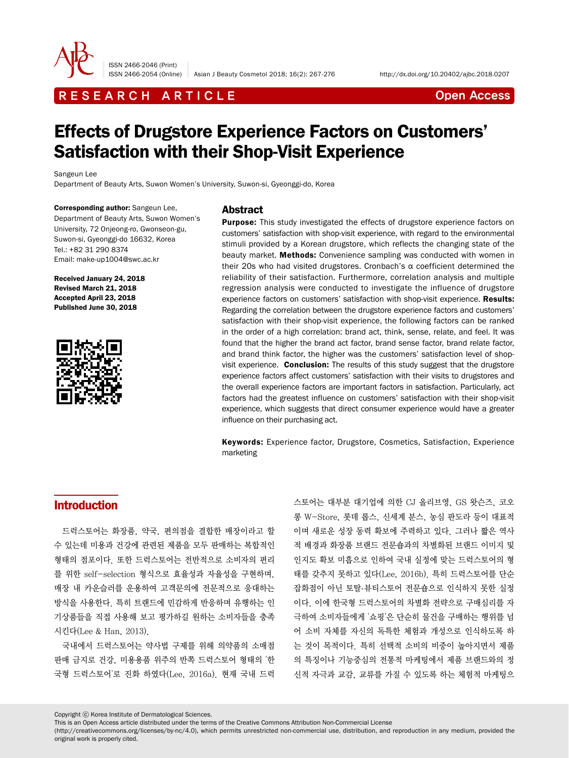RESEARCH ARTICLE

Open Access

# Effects of Drugstore Experience Factors on Customers' Satisfaction with their Shop-Visit Experience

Sangeun Lee

Department of Beauty Arts, Suwon Women's University, Suwon-si, Gyeonggi-do, Korea

**Corresponding author:** Sangeun Lee, Department of Beauty Arts, Suwon Women's University, 72 Onjeong-ro, Gwonseon-gu, Suwon-si, Gyeonggi-do 16632, Korea
Tel.: +82 31 290 8374
Email: make-up1004@swc.ac.kr

**Received January 24, 2018**
**Revised March 21, 2018**
**Accepted April 23, 2018**
**Published June 30, 2018**

## Abstract

**Purpose:** This study investigated the effects of drugstore experience factors on customers' satisfaction with shop-visit experience, with regard to the environmental stimuli provided by a Korean drugstore, which reflects the changing state of the beauty market. **Methods:** Convenience sampling was conducted with women in their 20s who had visited drugstores. Cronbach's α coefficient determined the reliability of their satisfaction. Furthermore, correlation analysis and multiple regression analysis were conducted to investigate the influence of drugstore experience factors on customers' satisfaction with shop-visit experience. **Results:** Regarding the correlation between the drugstore experience factors and customers' satisfaction with their shop-visit experience, the following factors can be ranked in the order of a high correlation: brand act, think, sense, relate, and feel. It was found that the higher the brand act factor, brand sense factor, brand relate factor, and brand think factor, the higher was the customers' satisfaction level of shop-visit experience. **Conclusion:** The results of this study suggest that the drugstore experience factors affect customers' satisfaction with their visits to drugstores and the overall experience factors are important factors in satisfaction. Particularly, act factors had the greatest influence on customers' satisfaction with their shop-visit experience, which suggests that direct consumer experience would have a greater influence on their purchasing act.

**Keywords:** Experience factor, Drugstore, Cosmetics, Satisfaction, Experience marketing

## Introduction

드럭스토어는 화장품, 약국, 편의점을 결합한 매장이라고 할 수 있는데 미용과 건강에 관련된 제품을 모두 판매하는 복합적인 형태의 점포이다. 또한 드럭스토어는 전반적으로 소비자의 편리를 위한 self-selection 형식으로 효율성과 자율성을 구현하며, 매장 내 카운슬러를 운용하여 고객문의에 전문적으로 응대하는 방식을 사용한다. 특히 트랜드에 민감하게 반응하며 유행하는 인기상품들을 직접 사용해 보고 평가하길 원하는 소비자들을 충족시킨다(Lee & Han, 2013).

국내에서 드럭스토어는 약사법 구제를 위해 의약품의 소매점 판매 금지로 건강, 미용용품 위주의 반쪽 드럭스토어 형태의 '한국형 드럭스토어'로 진화 하였다(Lee, 2016a). 현재 국내 드럭스토어는 대부분 대기업에 의한 CJ 올리브영, GS 왓슨즈, 코오롱 W-Store, 롯데 롭스, 신세계 분스, 농심 판도라 등이 대표적이며 새로운 성장 동력 확보에 주력하고 있다. 그러나 짧은 역사적 배경과 화장품 브랜드 전문숍과의 차별화된 브랜드 이미지 및 인지도 확보 미흡으로 인하여 국내 실정에 맞는 드럭스토어의 형태를 갖추지 못하고 있다(Lee, 2016b). 특히 드럭스토어를 단순 잡화점이 아닌 토탈·뷰티스토어 전문숍으로 인식하지 못한 실정이다. 이에 한국형 드럭스토어의 차별화 전략으로 구매심리를 자극하여 소비자들에게 '쇼핑'은 단순히 물건을 구매하는 행위를 넘어 소비 자체를 자신의 독특한 체험과 개성으로 인식하도록 하는 것이 목적이다. 특히 선택적 소비의 비중이 높아지면서 제품의 특징이나 기능중심의 전통적 마케팅에서 제품 브랜드와의 정신적 자극과 교감, 교류를 가질 수 있도록 하는 체험적 마케팅으

Copyright ⓒ Korea Institute of Dermatological Sciences.
This is an Open Access article distributed under the terms of the Creative Commons Attribution Non-Commercial License (http://creativecommons.org/licenses/by-nc/4.0), which permits unrestricted non-commercial use, distribution, and reproduction in any medium, provided the original work is properly cited.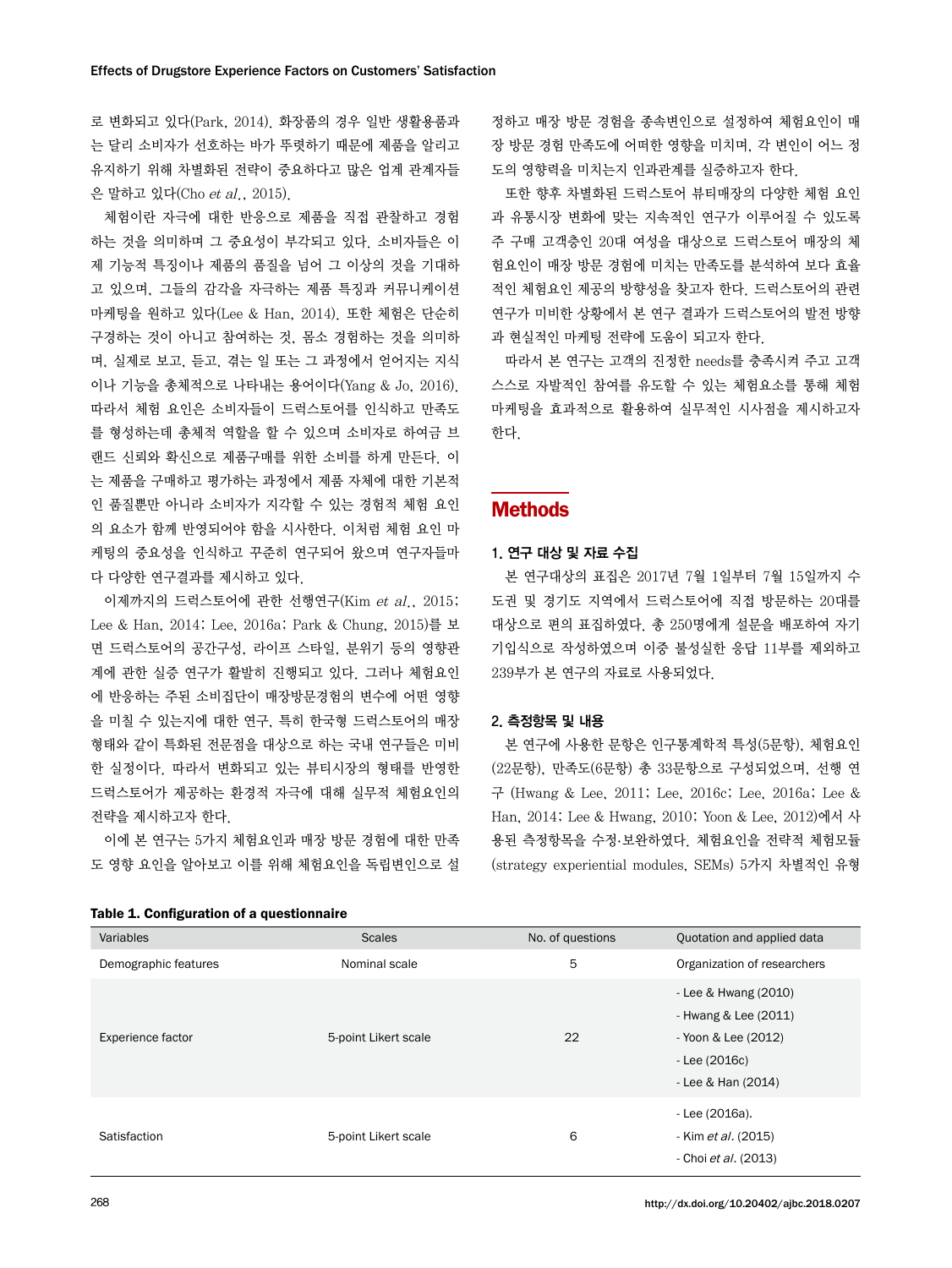로 변화되고 있다(Park, 2014). 화장품의 경우 일반 생활용품과는 달리 소비자가 선호하는 바가 뚜렷하기 때문에 제품을 알리고 유지하기 위해 차별화된 전략이 중요하다고 많은 업계 관계자들은 말하고 있다(Cho *et al.*, 2015).

체험이란 자극에 대한 반응으로 제품을 직접 관찰하고 경험하는 것을 의미하며 그 중요성이 부각되고 있다. 소비자들은 이제 기능적 특징이나 제품의 품질을 넘어 그 이상의 것을 기대하고 있으며, 그들의 감각을 자극하는 제품 특징과 커뮤니케이션 마케팅을 원하고 있다(Lee & Han, 2014). 또한 체험은 단순히 구경하는 것이 아니고 참여하는 것, 몸소 경험하는 것을 의미하며, 실제로 보고, 듣고, 겪는 일 또는 그 과정에서 얻어지는 지식이나 기능을 총체적으로 나타내는 용어이다(Yang & Jo, 2016). 따라서 체험 요인은 소비자들이 드럭스토어를 인식하고 만족도를 형성하는데 총체적 역할을 할 수 있으며 소비자로 하여금 브랜드 신뢰와 확신으로 제품구매를 위한 소비를 하게 만든다. 이는 제품을 구매하고 평가하는 과정에서 제품 자체에 대한 기본적인 품질뿐만 아니라 소비자가 지각할 수 있는 경험적 체험 요인의 요소가 함께 반영되어야 함을 시사한다. 이처럼 체험 요인 마케팅의 중요성을 인식하고 꾸준히 연구되어 왔으며 연구자들마다 다양한 연구결과를 제시하고 있다.

이제까지의 드럭스토어에 관한 선행연구(Kim *et al.*, 2015; Lee & Han, 2014; Lee, 2016a; Park & Chung, 2015)를 보면 드럭스토어의 공간구성, 라이프 스타일, 분위기 등의 영향관계에 관한 실증 연구가 활발히 진행되고 있다. 그러나 체험요인에 반응하는 주된 소비집단이 매장방문경험의 변수에 어떤 영향을 미칠 수 있는지에 대한 연구, 특히 한국형 드럭스토어의 매장형태와 같이 특화된 전문점을 대상으로 하는 국내 연구들은 미비한 실정이다. 따라서 변화되고 있는 뷰티시장의 형태를 반영한 드럭스토어가 제공하는 환경적 자극에 대해 실무적 체험요인의 전략을 제시하고자 한다.

이에 본 연구는 5가지 체험요인과 매장 방문 경험에 대한 만족도 영향 요인을 알아보고 이를 위해 체험요인을 독립변인으로 설정하고 매장 방문 경험을 종속변인으로 설정하여 체험요인이 매장 방문 경험 만족도에 어떠한 영향을 미치며, 각 변인이 어느 정도의 영향력을 미치는지 인과관계를 실증하고자 한다.

또한 향후 차별화된 드럭스토어 뷰티매장의 다양한 체험 요인과 유통시장 변화에 맞는 지속적인 연구가 이루어질 수 있도록 주 구매 고객층인 20대 여성을 대상으로 드럭스토어 매장의 체험요인이 매장 방문 경험에 미치는 만족도를 분석하여 보다 효율적인 체험요인 제공의 방향성을 찾고자 한다. 드럭스토어의 관련 연구가 미비한 상황에서 본 연구 결과가 드럭스토어의 발전 방향과 현실적인 마케팅 전략에 도움이 되고자 한다.

따라서 본 연구는 고객의 진정한 needs를 충족시켜 주고 고객 스스로 자발적인 참여를 유도할 수 있는 체험요소를 통해 체험 마케팅을 효과적으로 활용하여 실무적인 시사점을 제시하고자 한다.

## Methods

### 1. 연구 대상 및 자료 수집

본 연구대상의 표집은 2017년 7월 1일부터 7월 15일까지 수도권 및 경기도 지역에서 드럭스토어에 직접 방문하는 20대를 대상으로 편의 표집하였다. 총 250명에게 설문을 배포하여 자기기입식으로 작성하였으며 이중 불성실한 응답 11부를 제외하고 239부가 본 연구의 자료로 사용되었다.

### 2. 측정항목 및 내용

본 연구에 사용한 문항은 인구통계학적 특성(5문항), 체험요인(22문항), 만족도(6문항) 총 33문항으로 구성되었으며, 선행 연구 (Hwang & Lee, 2011; Lee, 2016c; Lee, 2016a; Lee & Han, 2014; Lee & Hwang, 2010; Yoon & Lee, 2012)에서 사용된 측정항목을 수정·보완하였다. 체험요인을 전략적 체험모듈(strategy experiential modules, SEMs) 5가지 차별적인 유형

**Table 1. Configuration of a questionnaire**

| Variables | Scales | No. of questions | Quotation and applied data |
|---|---|---|---|
| Demographic features | Nominal scale | 5 | Organization of researchers |
| Experience factor | 5-point Likert scale | 22 | - Lee & Hwang (2010)<br>- Hwang & Lee (2011)<br>- Yoon & Lee (2012)<br>- Lee (2016c)<br>- Lee & Han (2014) |
| Satisfaction | 5-point Likert scale | 6 | - Lee (2016a).<br>- Kim *et al*. (2015)<br>- Choi *et al*. (2013) |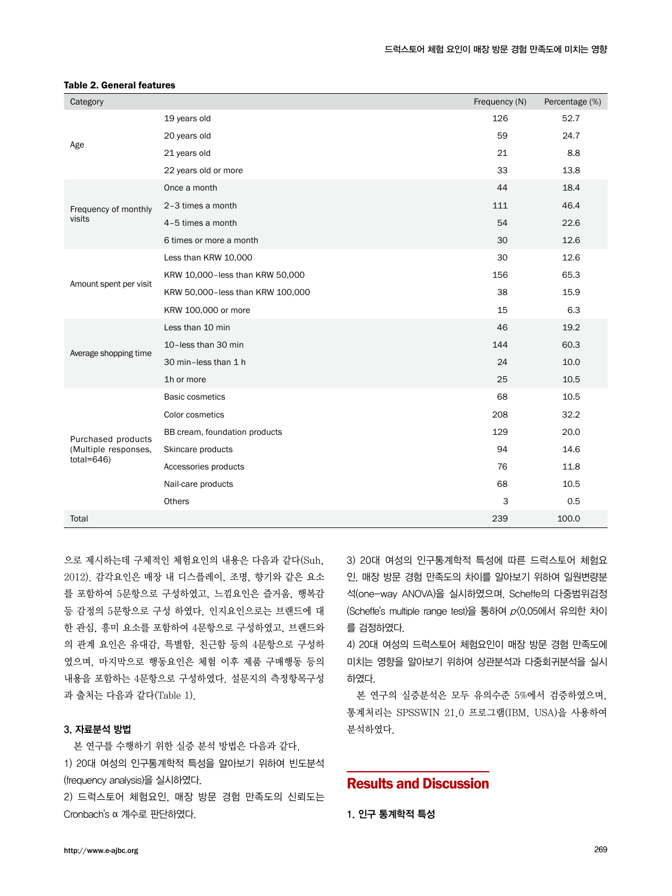**Table 2. General features**

| Category | | Frequency (N) | Percentage (%) |
|---|---|---|---|
| Age | 19 years old | 126 | 52.7 |
| | 20 years old | 59 | 24.7 |
| | 21 years old | 21 | 8.8 |
| | 22 years old or more | 33 | 13.8 |
| Frequency of monthly visits | Once a month | 44 | 18.4 |
| | 2–3 times a month | 111 | 46.4 |
| | 4–5 times a month | 54 | 22.6 |
| | 6 times or more a month | 30 | 12.6 |
| Amount spent per visit | Less than KRW 10,000 | 30 | 12.6 |
| | KRW 10,000–less than KRW 50,000 | 156 | 65.3 |
| | KRW 50,000–less than KRW 100,000 | 38 | 15.9 |
| | KRW 100,000 or more | 15 | 6.3 |
| Average shopping time | Less than 10 min | 46 | 19.2 |
| | 10–less than 30 min | 144 | 60.3 |
| | 30 min–less than 1 h | 24 | 10.0 |
| | 1h or more | 25 | 10.5 |
| Purchased products (Multiple responses, total=646) | Basic cosmetics | 68 | 10.5 |
| | Color cosmetics | 208 | 32.2 |
| | BB cream, foundation products | 129 | 20.0 |
| | Skincare products | 94 | 14.6 |
| | Accessories products | 76 | 11.8 |
| | Nail-care products | 68 | 10.5 |
| | Others | 3 | 0.5 |
| Total | | 239 | 100.0 |

으로 제시하는데 구체적인 체험요인의 내용은 다음과 같다(Suh, 2012). 감각요인은 매장 내 디스플레이, 조명, 향기와 같은 요소를 포함하여 5문항으로 구성하였고, 느낌요인은 즐거움, 행복감 등 감정의 5문항으로 구성 하였다. 인지요인으로는 브랜드에 대한 관심, 흥미 요소를 포함하여 4문항으로 구성하였고, 브랜드와의 관계 요인은 유대감, 특별함, 친근함 등의 4문항으로 구성하였으며, 마지막으로 행동요인은 체험 이후 제품 구매행동 등의 내용을 포함하는 4문항으로 구성하였다. 설문지의 측정항목구성과 출처는 다음과 같다(Table 1).

### 3. 자료분석 방법

본 연구를 수행하기 위한 실증 분석 방법은 다음과 같다.

1) 20대 여성의 인구통계학적 특성을 알아보기 위하여 빈도분석(frequency analysis)을 실시하였다.

2) 드럭스토어 체험요인, 매장 방문 경험 만족도의 신뢰도는 Cronbach's α 계수로 판단하였다.

3) 20대 여성의 인구통계학적 특성에 따른 드럭스토어 체험요인, 매장 방문 경험 만족도의 차이를 알아보기 위하여 일원변량분석(one-way ANOVA)을 실시하였으며, Scheffe의 다중범위검정(Scheffe's multiple range test)을 통하여 $p<0.05$에서 유의한 차이를 검정하였다.

4) 20대 여성의 드럭스토어 체험요인이 매장 방문 경험 만족도에 미치는 영향을 알아보기 위하여 상관분석과 다중회귀분석을 실시하였다.

본 연구의 실증분석은 모두 유의수준 5%에서 검증하였으며, 통계처리는 SPSSWIN 21.0 프로그램(IBM, USA)을 사용하여 분석하였다.

## Results and Discussion

### 1. 인구 통계학적 특성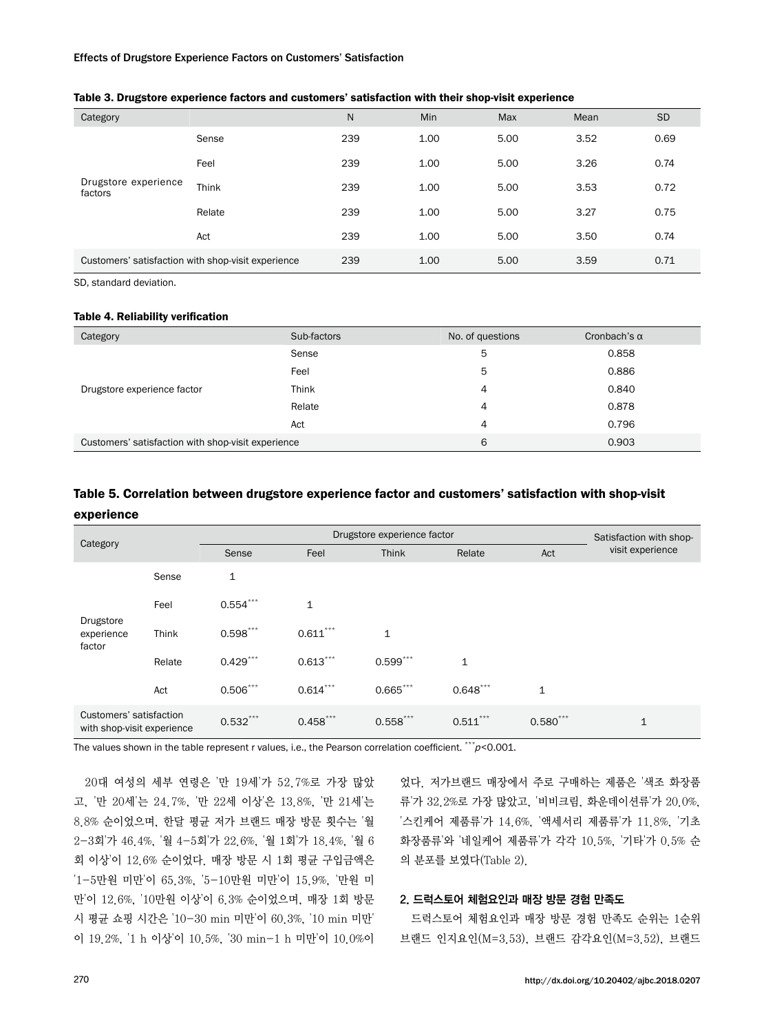**Table 3. Drugstore experience factors and customers' satisfaction with their shop-visit experience**

| Category | | N | Min | Max | Mean | SD |
|---|---|---|---|---|---|---|
| Drugstore experience factors | Sense | 239 | 1.00 | 5.00 | 3.52 | 0.69 |
| | Feel | 239 | 1.00 | 5.00 | 3.26 | 0.74 |
| | Think | 239 | 1.00 | 5.00 | 3.53 | 0.72 |
| | Relate | 239 | 1.00 | 5.00 | 3.27 | 0.75 |
| | Act | 239 | 1.00 | 5.00 | 3.50 | 0.74 |
| Customers' satisfaction with shop-visit experience | | 239 | 1.00 | 5.00 | 3.59 | 0.71 |

SD, standard deviation.

**Table 4. Reliability verification**

| Category | Sub-factors | No. of questions | Cronbach's α |
|---|---|---|---|
| Drugstore experience factor | Sense | 5 | 0.858 |
| | Feel | 5 | 0.886 |
| | Think | 4 | 0.840 |
| | Relate | 4 | 0.878 |
| | Act | 4 | 0.796 |
| Customers' satisfaction with shop-visit experience | | 6 | 0.903 |

**Table 5. Correlation between drugstore experience factor and customers' satisfaction with shop-visit experience**

| Category | | Drugstore experience factor | | | | | Satisfaction with shop-visit experience |
|---|---|---|---|---|---|---|---|
| | | Sense | Feel | Think | Relate | Act | |
| Drugstore experience factor | Sense | 1 | | | | | |
| | Feel | 0.554*** | 1 | | | | |
| | Think | 0.598*** | 0.611*** | 1 | | | |
| | Relate | 0.429*** | 0.613*** | 0.599*** | 1 | | |
| | Act | 0.506*** | 0.614*** | 0.665*** | 0.648*** | 1 | |
| Customers' satisfaction with shop-visit experience | | 0.532*** | 0.458*** | 0.558*** | 0.511*** | 0.580*** | 1 |

The values shown in the table represent r values, i.e., the Pearson correlation coefficient. ***$p<0.001$.

20대 여성의 세부 연령은 '만 19세'가 52.7%로 가장 많았고, '만 20세'는 24.7%, '만 22세 이상'은 13.8%, '만 21세'는 8.8% 순이었으며, 한달 평균 저가 브랜드 매장 방문 횟수는 '월 2–3회'가 46.4%, '월 4–5회'가 22.6%, '월 1회'가 18.4%, '월 6회 이상'이 12.6% 순이었다. 매장 방문 시 1회 평균 구입금액은 '1–5만원 미만'이 65.3%, '5–10만원 미만'이 15.9%, '만원 미만'이 12.6%, '10만원 이상'이 6.3% 순이었으며, 매장 1회 방문 시 평균 쇼핑 시간은 '10–30 min 미만'이 60.3%, '10 min 미만'이 19.2%, '1 h 이상'이 10.5%, '30 min–1 h 미만'이 10.0%이었다. 저가브랜드 매장에서 주로 구매하는 제품은 '색조 화장품류'가 32.2%로 가장 많았고, '비비크림, 화운데이션류'가 20.0%, '스킨케어 제품류'가 14.6%, '액세서리 제품류'가 11.8%, '기초 화장품류'와 '네일케어 제품류'가 각각 10.5%, '기타'가 0.5% 순의 분포를 보였다(Table 2).

### 2. 드럭스토어 체험요인과 매장 방문 경험 만족도

드럭스토어 체험요인과 매장 방문 경험 만족도 순위는 1순위 브랜드 인지요인(M=3.53), 브랜드 감각요인(M=3.52), 브랜드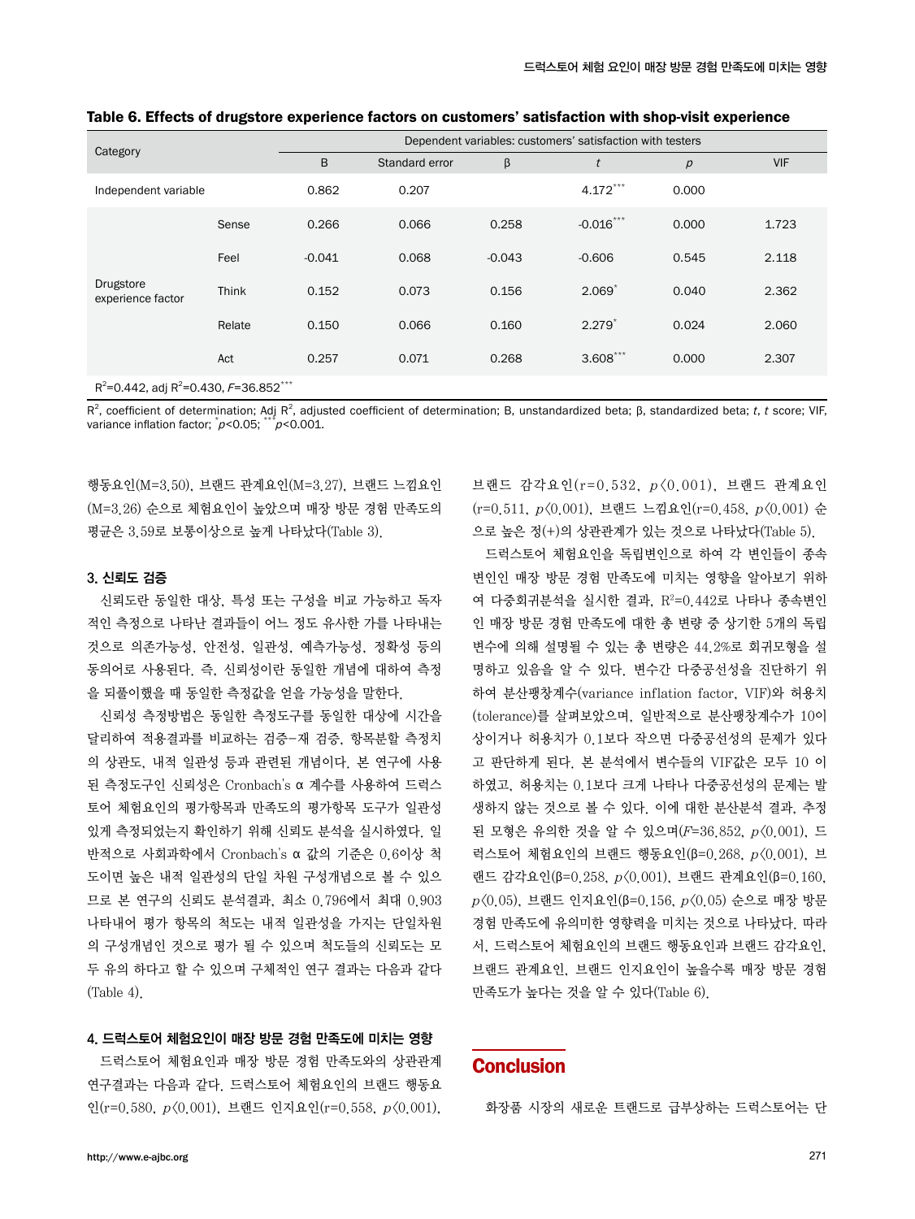**Table 6. Effects of drugstore experience factors on customers' satisfaction with shop-visit experience**

| Category | | Dependent variables: customers' satisfaction with testers | | | | | |
|---|---|---|---|---|---|---|---|
| | | B | Standard error | β | *t* | *p* | VIF |
| Independent variable | | 0.862 | 0.207 | | 4.172*** | 0.000 | |
| Drugstore experience factor | Sense | 0.266 | 0.066 | 0.258 | -0.016*** | 0.000 | 1.723 |
| | Feel | -0.041 | 0.068 | -0.043 | -0.606 | 0.545 | 2.118 |
| | Think | 0.152 | 0.073 | 0.156 | 2.069* | 0.040 | 2.362 |
| | Relate | 0.150 | 0.066 | 0.160 | 2.279* | 0.024 | 2.060 |
| | Act | 0.257 | 0.071 | 0.268 | 3.608*** | 0.000 | 2.307 |
| $R^2$=0.442, adj $R^2$=0.430, *F*=36.852*** | | | | | | | |

$R^2$, coefficient of determination; Adj $R^2$, adjusted coefficient of determination; B, unstandardized beta; β, standardized beta; *t*, *t* score; VIF, variance inflation factor; * $p$<0.05; *** $p$<0.001.

행동요인(M=3.50), 브랜드 관계요인(M=3.27), 브랜드 느낌요인(M=3.26) 순으로 체험요인이 높았으며 매장 방문 경험 만족도의 평균은 3.59로 보통이상으로 높게 나타났다(Table 3).

### 3. 신뢰도 검증

신뢰도란 동일한 대상, 특성 또는 구성을 비교 가능하고 독자적인 측정으로 나타난 결과들이 어느 정도 유사한 가를 나타내는 것으로 의존가능성, 안전성, 일관성, 예측가능성, 정확성 등의 동의어로 사용된다. 즉, 신뢰성이란 동일한 개념에 대하여 측정을 되풀이했을 때 동일한 측정값을 얻을 가능성을 말한다.

신뢰성 측정방법은 동일한 측정도구를 동일한 대상에 시간을 달리하여 적용결과를 비교하는 검증-재 검증, 항목분할 측정치의 상관도, 내적 일관성 등과 관련된 개념이다. 본 연구에 사용된 측정도구인 신뢰성은 Cronbach's α 계수를 사용하여 드럭스토어 체험요인의 평가항목과 만족도의 평가항목 도구가 일관성 있게 측정되었는지 확인하기 위해 신뢰도 분석을 실시하였다. 일반적으로 사회과학에서 Cronbach's α 값의 기준은 0.6이상 척도이면 높은 내적 일관성의 단일 차원 구성개념으로 볼 수 있으므로 본 연구의 신뢰도 분석결과, 최소 0.796에서 최대 0.903 나타내어 평가 항목의 척도는 내적 일관성을 가지는 단일차원의 구성개념인 것으로 평가 될 수 있으며 척도들의 신뢰도는 모두 유의 하다고 할 수 있으며 구체적인 연구 결과는 다음과 같다(Table 4).

### 4. 드럭스토어 체험요인이 매장 방문 경험 만족도에 미치는 영향

드럭스토어 체험요인과 매장 방문 경험 만족도와의 상관관계 연구결과는 다음과 같다. 드럭스토어 체험요인의 브랜드 행동요인(r=0.580, $p$<0.001), 브랜드 인지요인(r=0.558, $p$<0.001), 브랜드 감각요인(r=0.532, $p$<0.001), 브랜드 관계요인(r=0.511, $p$<0.001), 브랜드 느낌요인(r=0.458, $p$<0.001) 순으로 높은 정(+)의 상관관계가 있는 것으로 나타났다(Table 5).

드럭스토어 체험요인을 독립변인으로 하여 각 변인들이 종속변인인 매장 방문 경험 만족도에 미치는 영향을 알아보기 위하여 다중회귀분석을 실시한 결과, $R^2$=0.442로 나타나 종속변인인 매장 방문 경험 만족도에 대한 총 변량 중 상기한 5개의 독립변수에 의해 설명될 수 있는 총 변량은 44.2%로 회귀모형을 설명하고 있음을 알 수 있다. 변수간 다중공선성을 진단하기 위하여 분산팽창계수(variance inflation factor, VIF)와 허용치(tolerance)를 살펴보았으며, 일반적으로 분산팽창계수가 10이상이거나 허용치가 0.1보다 작으면 다중공선성의 문제가 있다고 판단하게 된다. 본 분석에서 변수들의 VIF값은 모두 10 이하였고, 허용치는 0.1보다 크게 나타나 다중공선성의 문제는 발생하지 않는 것으로 볼 수 있다. 이에 대한 분산분석 결과, 추정된 모형은 유의한 것을 알 수 있으며($F$=36.852, $p$<0.001), 드럭스토어 체험요인의 브랜드 행동요인(β=0.268, $p$<0.001), 브랜드 감각요인(β=0.258, $p$<0.001), 브랜드 관계요인(β=0.160, $p$<0.05), 브랜드 인지요인(β=0.156, $p$<0.05) 순으로 매장 방문 경험 만족도에 유의미한 영향력을 미치는 것으로 나타났다. 따라서, 드럭스토어 체험요인의 브랜드 행동요인과 브랜드 감각요인, 브랜드 관계요인, 브랜드 인지요인이 높을수록 매장 방문 경험 만족도가 높다는 것을 알 수 있다(Table 6).

## Conclusion

화장품 시장의 새로운 트렌드로 급부상하는 드럭스토어는 단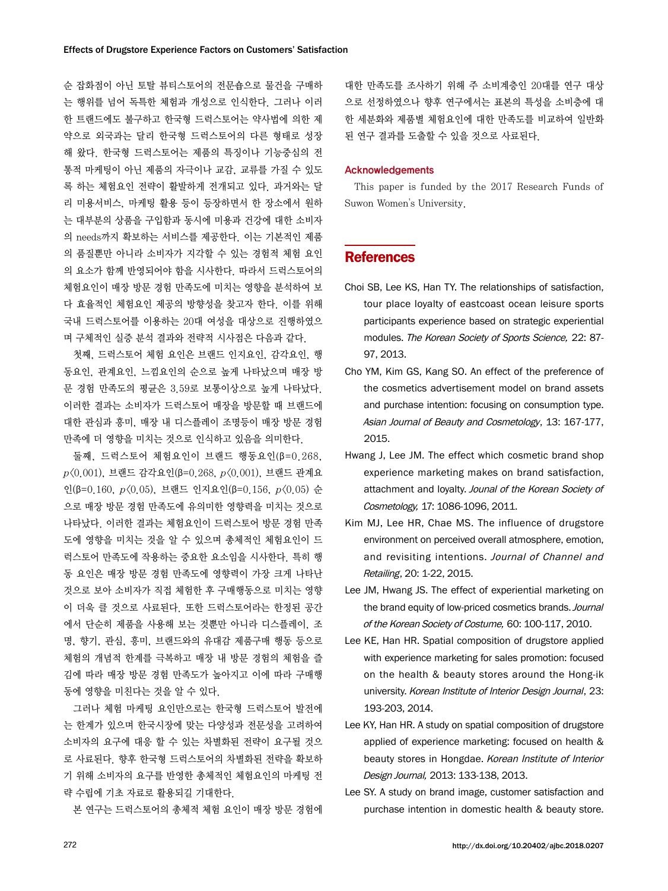순 잡화점이 아닌 토탈 뷰티스토어의 전문숍으로 물건을 구매하는 행위를 넘어 독특한 체험과 개성으로 인식한다. 그러나 이러한 트랜드에도 불구하고 한국형 드럭스토어는 약사법에 의한 제약으로 외국과는 달리 한국형 드럭스토어의 다른 형태로 성장해 왔다. 한국형 드럭스토어는 제품의 특징이나 기능중심의 전통적 마케팅이 아닌 제품의 자극이나 교감, 교류를 가질 수 있도록 하는 체험요인 전략이 활발하게 전개되고 있다. 과거와는 달리 미용서비스, 마케팅 활용 등이 등장하면서 한 장소에서 원하는 대부분의 상품을 구입함과 동시에 미용과 건강에 대한 소비자의 needs까지 확보하는 서비스를 제공한다. 이는 기본적인 제품의 품질뿐만 아니라 소비자가 지각할 수 있는 경험적 체험 요인의 요소가 함께 반영되어야 함을 시사한다. 따라서 드럭스토어의 체험요인이 매장 방문 경험 만족도에 미치는 영향을 분석하여 보다 효율적인 체험요인 제공의 방향성을 찾고자 한다. 이를 위해 국내 드럭스토어를 이용하는 20대 여성을 대상으로 진행하였으며 구체적인 실증 분석 결과와 전략적 시사점은 다음과 같다.

첫째, 드럭스토어 체험 요인은 브랜드 인지요인, 감각요인, 행동요인, 관계요인, 느낌요인의 순으로 높게 나타났으며 매장 방문 경험 만족도의 평균은 3.59로 보통이상으로 높게 나타났다. 이러한 결과는 소비자가 드럭스토어 매장을 방문할 때 브랜드에 대한 관심과 흥미, 매장 내 디스플레이 조명등이 매장 방문 경험 만족에 더 영향을 미치는 것으로 인식하고 있음을 의미한다.

둘째, 드럭스토어 체험요인이 브랜드 행동요인(β=0.268, $p<0.001$), 브랜드 감각요인(β=0.268, $p<0.001$), 브랜드 관계요인(β=0.160, $p<0.05$), 브랜드 인지요인(β=0.156, $p<0.05$) 순으로 매장 방문 경험 만족도에 유의미한 영향력을 미치는 것으로 나타났다. 이러한 결과는 체험요인이 드럭스토어 방문 경험 만족도에 영향을 미치는 것을 알 수 있으며 총체적인 체험요인이 드럭스토어 만족도에 작용하는 중요한 요소임을 시사한다. 특히 행동 요인은 매장 방문 경험 만족도에 영향력이 가장 크게 나타난 것으로 보아 소비자가 직접 체험한 후 구매행동으로 미치는 영향이 더욱 클 것으로 사료된다. 또한 드럭스토어라는 한정된 공간에서 단순히 제품을 사용해 보는 것뿐만 아니라 디스플레이, 조명, 향기, 관심, 흥미, 브랜드와의 유대감 제품구매 행동 등으로 체험의 개념적 한계를 극복하고 매장 내 방문 경험의 체험을 즐김에 따라 매장 방문 경험 만족도가 높아지고 이에 따라 구매행동에 영향을 미친다는 것을 알 수 있다.

그러나 체험 마케팅 요인만으로는 한국형 드럭스토어 발전에는 한계가 있으며 한국시장에 맞는 다양성과 전문성을 고려하여 소비자의 요구에 대응 할 수 있는 차별화된 전략이 요구될 것으로 사료된다. 향후 한국형 드럭스토어의 차별화된 전략을 확보하기 위해 소비자의 요구를 반영한 총체적인 체험요인의 마케팅 전략 수립에 기초 자료로 활용되길 기대한다.

본 연구는 드럭스토어의 총체적 체험 요인이 매장 방문 경험에 대한 만족도를 조사하기 위해 주 소비계층인 20대를 연구 대상으로 선정하였으나 향후 연구에서는 표본의 특성을 소비층에 대한 세분화와 제품별 체험요인에 대한 만족도를 비교하여 일반화된 연구 결과를 도출할 수 있을 것으로 사료된다.

## Acknowledgements

This paper is funded by the 2017 Research Funds of Suwon Women's University.

## References

Choi SB, Lee KS, Han TY. The relationships of satisfaction, tour place loyalty of eastcoast ocean leisure sports participants experience based on strategic experiential modules. *The Korean Society of Sports Science,* 22: 87-97, 2013.

Cho YM, Kim GS, Kang SO. An effect of the preference of the cosmetics advertisement model on brand assets and purchase intention: focusing on consumption type. *Asian Journal of Beauty and Cosmetology*, 13: 167-177, 2015.

Hwang J, Lee JM. The effect which cosmetic brand shop experience marketing makes on brand satisfaction, attachment and loyalty. *Jounal of the Korean Society of Cosmetology,* 17: 1086-1096, 2011.

Kim MJ, Lee HR, Chae MS. The influence of drugstore environment on perceived overall atmosphere, emotion, and revisiting intentions. *Journal of Channel and Retailing*, 20: 1-22, 2015.

Lee JM, Hwang JS. The effect of experiential marketing on the brand equity of low-priced cosmetics brands. *Journal of the Korean Society of Costume,* 60: 100-117, 2010.

Lee KE, Han HR. Spatial composition of drugstore applied with experience marketing for sales promotion: focused on the health & beauty stores around the Hong-ik university. *Korean Institute of Interior Design Journal*, 23: 193-203, 2014.

Lee KY, Han HR. A study on spatial composition of drugstore applied of experience marketing: focused on health & beauty stores in Hongdae. *Korean Institute of Interior Design Journal,* 2013: 133-138, 2013.

Lee SY. A study on brand image, customer satisfaction and purchase intention in domestic health & beauty store.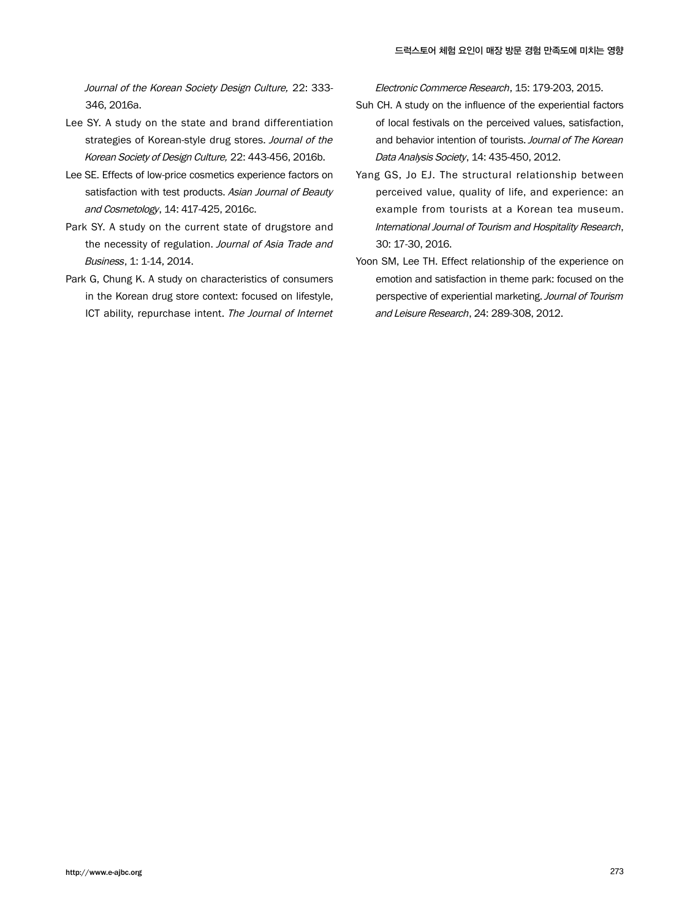*Journal of the Korean Society Design Culture,* 22: 333-346, 2016a.

Lee SY. A study on the state and brand differentiation strategies of Korean-style drug stores. *Journal of the Korean Society of Design Culture,* 22: 443-456, 2016b.

Lee SE. Effects of low-price cosmetics experience factors on satisfaction with test products. *Asian Journal of Beauty and Cosmetology*, 14: 417-425, 2016c.

Park SY. A study on the current state of drugstore and the necessity of regulation. *Journal of Asia Trade and Business*, 1: 1-14, 2014.

Park G, Chung K. A study on characteristics of consumers in the Korean drug store context: focused on lifestyle, ICT ability, repurchase intent. *The Journal of Internet Electronic Commerce Research*, 15: 179-203, 2015.

Suh CH. A study on the influence of the experiential factors of local festivals on the perceived values, satisfaction, and behavior intention of tourists. *Journal of The Korean Data Analysis Society*, 14: 435-450, 2012.

Yang GS, Jo EJ. The structural relationship between perceived value, quality of life, and experience: an example from tourists at a Korean tea museum. *International Journal of Tourism and Hospitality Research*, 30: 17-30, 2016.

Yoon SM, Lee TH. Effect relationship of the experience on emotion and satisfaction in theme park: focused on the perspective of experiential marketing. *Journal of Tourism and Leisure Research*, 24: 289-308, 2012.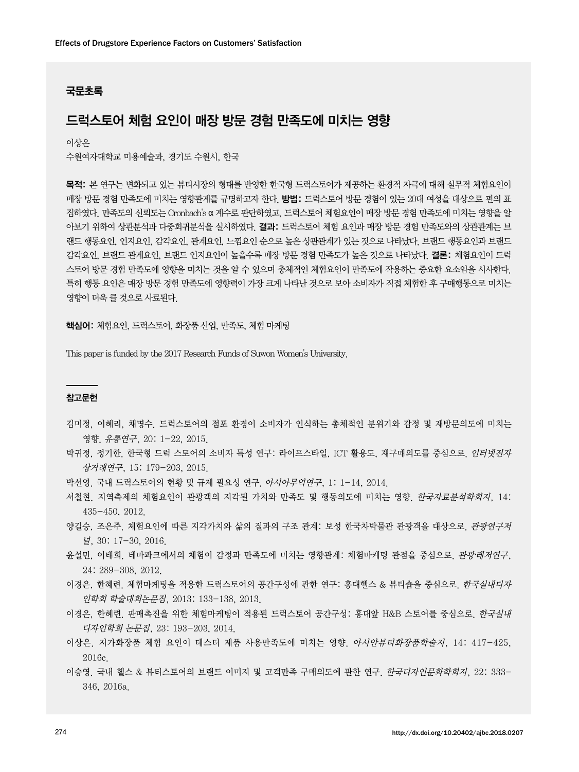## 국문초록

# 드럭스토어 체험 요인이 매장 방문 경험 만족도에 미치는 영향

이상은

수원여자대학교 미용예술과, 경기도 수원시, 한국

**목적:** 본 연구는 변화되고 있는 뷰티시장의 형태를 반영한 한국형 드럭스토어가 제공하는 환경적 자극에 대해 실무적 체험요인이 매장 방문 경험 만족도에 미치는 영향관계를 규명하고자 한다. **방법:** 드럭스토어 방문 경험이 있는 20대 여성을 대상으로 편의 표집하였다. 만족도의 신뢰도는 Cronbach's α 계수로 판단하였고, 드럭스토어 체험요인이 매장 방문 경험 만족도에 미치는 영향을 알아보기 위하여 상관분석과 다중회귀분석을 실시하였다. **결과:** 드럭스토어 체험 요인과 매장 방문 경험 만족도와의 상관관계는 브랜드 행동요인, 인지요인, 감각요인, 관계요인, 느낌요인 순으로 높은 상관관계가 있는 것으로 나타났다. 브랜드 행동요인과 브랜드 감각요인, 브랜드 관계요인, 브랜드 인지요인이 높을수록 매장 방문 경험 만족도가 높은 것으로 나타났다. **결론:** 체험요인이 드럭스토어 방문 경험 만족도에 영향을 미치는 것을 알 수 있으며 총체적인 체험요인이 만족도에 작용하는 중요한 요소임을 시사한다. 특히 행동 요인은 매장 방문 경험 만족도에 영향력이 가장 크게 나타난 것으로 보아 소비자가 직접 체험한 후 구매행동으로 미치는 영향이 더욱 클 것으로 사료된다.

**핵심어:** 체험요인, 드럭스토어, 화장품 산업, 만족도, 체험 마케팅

This paper is funded by the 2017 Research Funds of Suwon Women's University.

## 참고문헌

김미정, 이혜리, 채명수. 드럭스토어의 점포 환경이 소비자가 인식하는 총체적인 분위기와 감정 및 재방문의도에 미치는 영향. *유통연구*, 20: 1-22, 2015.

박귀정, 정기한. 한국형 드럭 스토어의 소비자 특성 연구: 라이프스타일, ICT 활용도, 재구매의도를 중심으로. *인터넷전자상거래연구*, 15: 179-203, 2015.

박선영. 국내 드럭스토어의 현황 및 규제 필요성 연구. *아시아무역연구*, 1: 1-14, 2014.

서철현. 지역축제의 체험요인이 관광객의 지각된 가치와 만족도 및 행동의도에 미치는 영향. *한국자료분석학회지*, 14: 435-450, 2012.

양길승, 조은주. 체험요인에 따른 지각가치와 삶의 질과의 구조 관계: 보성 한국차박물관 관광객을 대상으로. *관광연구저널*, 30: 17-30, 2016.

윤설민, 이태희. 테마파크에서의 체험이 감정과 만족도에 미치는 영향관계: 체험마케팅 관점을 중심으로. *관광레저연구*, 24: 289-308, 2012.

이경은, 한혜련. 체험마케팅을 적용한 드럭스토어의 공간구성에 관한 연구: 홍대헬스 & 뷰티숍을 중심으로. *한국실내디자인학회 학술대회논문집*, 2013: 133-138, 2013.

이경은, 한혜련. 판매촉진을 위한 체험마케팅이 적용된 드럭스토어 공간구성: 홍대앞 H&B 스토어를 중심으로. *한국실내디자인학회 논문집*, 23: 193-203, 2014.

이상은. 저가화장품 체험 요인이 테스터 제품 사용만족도에 미치는 영향. *아시안뷰티화장품학술지*, 14: 417-425, 2016c.

이승영. 국내 헬스 & 뷰티스토어의 브랜드 이미지 및 고객만족 구매의도에 관한 연구. *한국디자인문화학회지*, 22: 333-346, 2016a.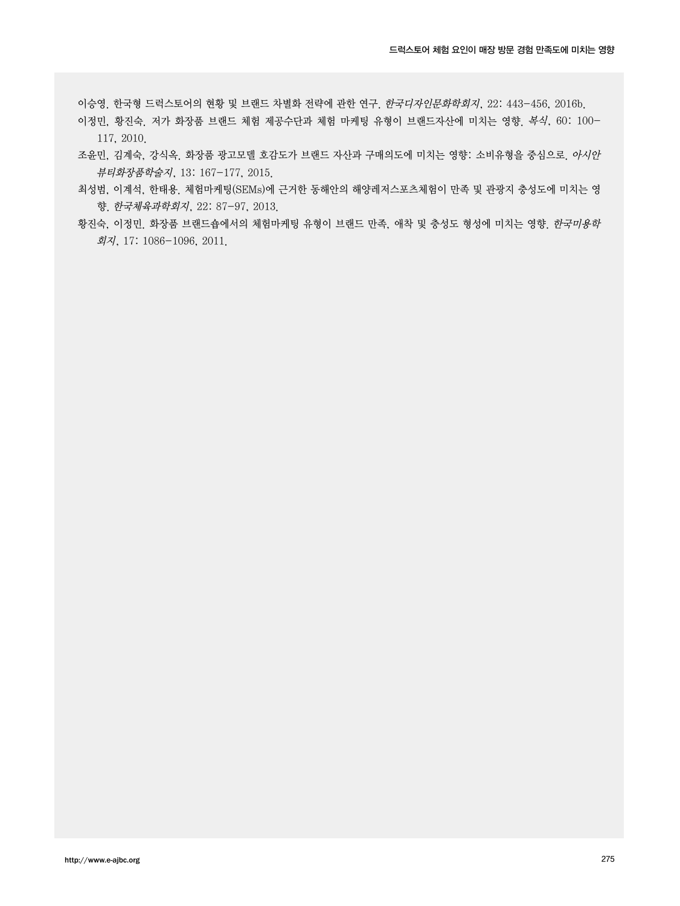이승영. 한국형 드럭스토어의 현황 및 브랜드 차별화 전략에 관한 연구. *한국디자인문화학회지*, 22: 443-456, 2016b.

이정민, 황진숙. 저가 화장품 브랜드 체험 제공수단과 체험 마케팅 유형이 브랜드자산에 미치는 영향. *복식*, 60: 100-117, 2010.

조윤민, 김계숙, 강식옥. 화장품 광고모델 호감도가 브랜드 자산과 구매의도에 미치는 영향: 소비유형을 중심으로. *아시안뷰티화장품학술지*, 13: 167-177, 2015.

최성범, 이계석, 한태용. 체험마케팅(SEMs)에 근거한 동해안의 해양레저스포츠체험이 만족 및 관광지 충성도에 미치는 영향. *한국체육과학회지*, 22: 87-97, 2013.

황진숙, 이정민. 화장품 브랜드숍에서의 체험마케팅 유형이 브랜드 만족, 애착 및 충성도 형성에 미치는 영향. *한국미용학회지*, 17: 1086-1096, 2011.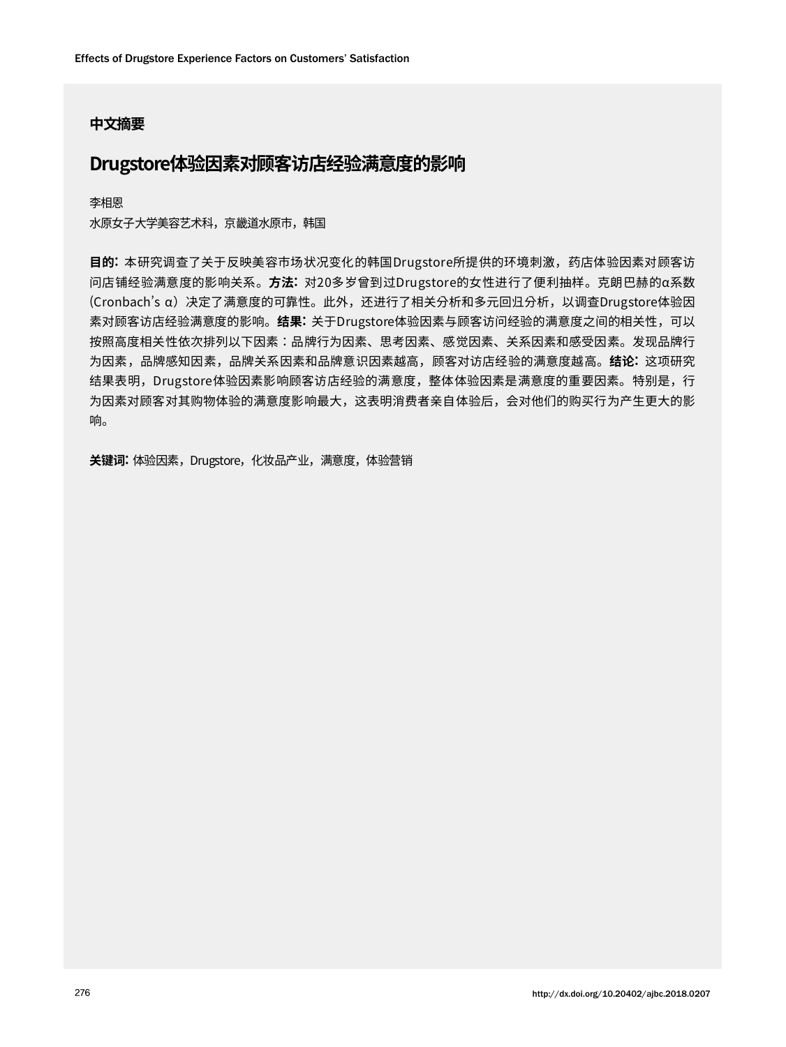## 中文摘要

# Drugstore体验因素对顾客访店经验满意度的影响

李相恩

水原女子大学美容艺术科，京畿道水原市，韩国

**目的:** 本研究调查了关于反映美容市场状况变化的韩国Drugstore所提供的环境刺激，药店体验因素对顾客访问店铺经验满意度的影响关系。**方法:** 对20多岁曾到过Drugstore的女性进行了便利抽样。克朗巴赫的α系数（Cronbach's α）决定了满意度的可靠性。此外，还进行了相关分析和多元回归分析，以调查Drugstore体验因素对顾客访店经验满意度的影响。**结果:** 关于Drugstore体验因素与顾客访问经验的满意度之间的相关性，可以按照高度相关性依次排列以下因素：品牌行为因素、思考因素、感觉因素、关系因素和感受因素。发现品牌行为因素，品牌感知因素，品牌关系因素和品牌意识因素越高，顾客对访店经验的满意度越高。**结论:** 这项研究结果表明，Drugstore体验因素影响顾客访店经验的满意度，整体体验因素是满意度的重要因素。特别是，行为因素对顾客对其购物体验的满意度影响最大，这表明消费者亲自体验后，会对他们的购买行为产生更大的影响。

**关键词:** 体验因素，Drugstore，化妆品产业，满意度，体验营销